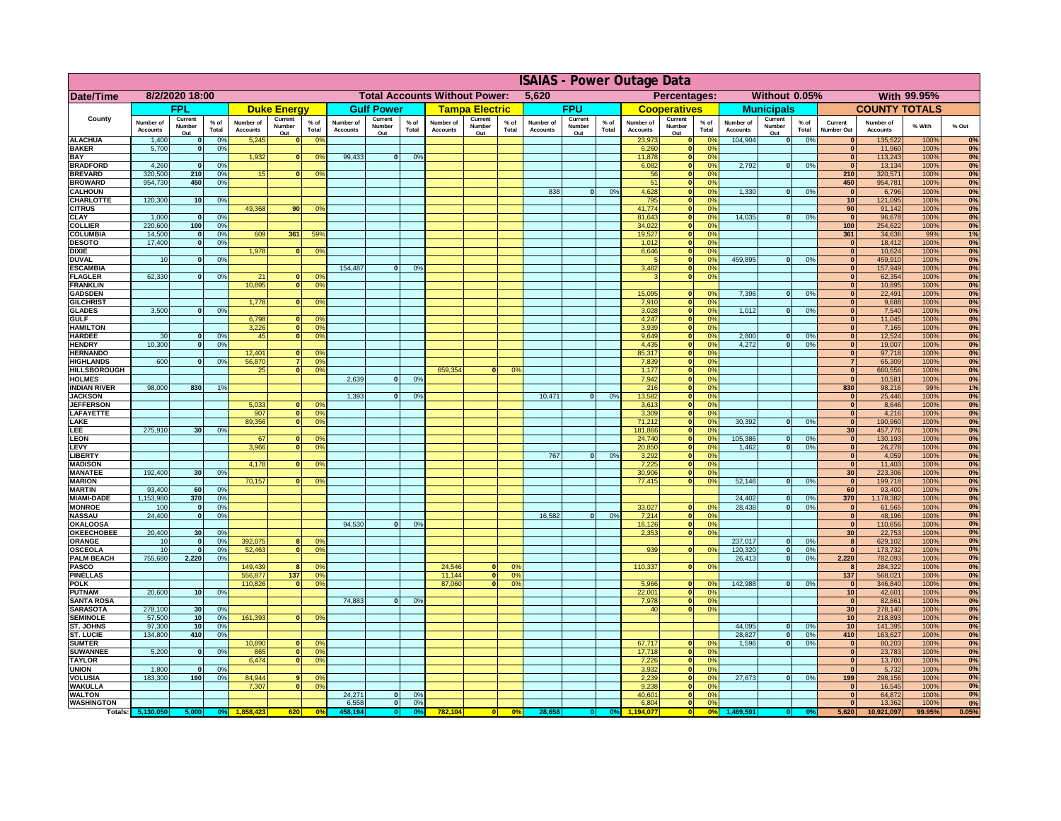# ISAIAS - Power Outage Data

| Date/Time | 8/2/2020 18:00 | | | | | | Total Accounts Without Power: | | | 5,620 | | | | | | Percentages: | | | Without 0.05% | | | | With 99.95% | | |
|---|---|---|---|---|---|---|---|---|---|---|---|---|---|---|---|---|---|---|---|---|---|---|---|---|---|
| | FPL | | | Duke Energy | | | Gulf Power | | | Tampa Electric | | | FPU | | | Cooperatives | | | Municipals | | | COUNTY TOTALS | | | |
| County | Number of Accounts | Current Number Out | % of Total | Number of Accounts | Current Number Out | % of Total | Number of Accounts | Current Number Out | % of Total | Number of Accounts | Current Number Out | % of Total | Number of Accounts | Current Number Out | % of Total | Number of Accounts | Current Number Out | % of Total | Number of Accounts | Current Number Out | % of Total | Current Number Out | Number of Accounts | % With | % Out |
| ALACHUA | 1,400 | 0 | 0% | 5,245 | 0 | 0% | | | | | | | | | | 23,973 | 0 | 0% | 104,904 | 0 | 0% | 0 | 135,522 | 100% | 0% |
| BAKER | 5,700 | 0 | 0% | | | | | | | | | | | | | 6,260 | 0 | 0% | | | | 0 | 11,960 | 100% | 0% |
| BAY | | | | 1,932 | 0 | 0% | 99,433 | 0 | 0% | | | | | | | 11,878 | 0 | 0% | | | | 0 | 113,243 | 100% | 0% |
| BRADFORD | 4,260 | 0 | 0% | | | | | | | | | | | | | 6,082 | 0 | 0% | 2,792 | 0 | 0% | 0 | 13,134 | 100% | 0% |
| BREVARD | 320,500 | 210 | 0% | 15 | 0 | 0% | | | | | | | | | | 56 | 0 | 0% | | | | 210 | 320,571 | 100% | 0% |
| BROWARD | 954,730 | 450 | 0% | | | | | | | | | | | | | 51 | 0 | 0% | | | | 450 | 954,781 | 100% | 0% |
| CALHOUN | | | | | | | | | | | | | 838 | 0 | 0% | 4,628 | 0 | 0% | 1,330 | 0 | 0% | 0 | 6,796 | 100% | 0% |
| CHARLOTTE | 120,300 | 10 | 0% | | | | | | | | | | | | | 795 | 0 | 0% | | | | 10 | 121,095 | 100% | 0% |
| CITRUS | | | | 49,368 | 90 | 0% | | | | | | | | | | 41,774 | 0 | 0% | | | | 90 | 91,142 | 100% | 0% |
| CLAY | 1,000 | 0 | 0% | | | | | | | | | | | | | 81,643 | 0 | 0% | 14,035 | 0 | 0% | 0 | 96,678 | 100% | 0% |
| COLLIER | 220,600 | 100 | 0% | | | | | | | | | | | | | 34,022 | 0 | 0% | | | | 100 | 254,622 | 100% | 0% |
| COLUMBIA | 14,500 | 0 | 0% | 609 | 361 | 59% | | | | | | | | | | 19,527 | 0 | 0% | | | | 361 | 34,636 | 99% | 1% |
| DESOTO | 17,400 | 0 | 0% | | | | | | | | | | | | | 1,012 | 0 | 0% | | | | 0 | 18,412 | 100% | 0% |
| DIXIE | | | | 1,978 | 0 | 0% | | | | | | | | | | 8,646 | 0 | 0% | | | | 0 | 10,624 | 100% | 0% |
| DUVAL | 10 | 0 | 0% | | | | | | | | | | | | | 5 | 0 | 0% | 459,895 | 0 | 0% | 0 | 459,910 | 100% | 0% |
| ESCAMBIA | | | | | | | 154,487 | 0 | 0% | | | | | | | 3,462 | 0 | 0% | | | | 0 | 157,949 | 100% | 0% |
| FLAGLER | 62,330 | 0 | 0% | 21 | 0 | 0% | | | | | | | | | | 3 | 0 | 0% | | | | 0 | 62,354 | 100% | 0% |
| FRANKLIN | | | | 10,895 | 0 | 0% | | | | | | | | | | | | | | | | 0 | 10,895 | 100% | 0% |
| GADSDEN | | | | | | | | | | | | | | | | 15,095 | 0 | 0% | 7,396 | 0 | 0% | 0 | 22,491 | 100% | 0% |
| GILCHRIST | | | | 1,778 | 0 | 0% | | | | | | | | | | 7,910 | 0 | 0% | | | | 0 | 9,688 | 100% | 0% |
| GLADES | 3,500 | 0 | 0% | | | | | | | | | | | | | 3,028 | 0 | 0% | 1,012 | 0 | 0% | 0 | 7,540 | 100% | 0% |
| GULF | | | | 6,798 | 0 | 0% | | | | | | | | | | 4,247 | 0 | 0% | | | | 0 | 11,045 | 100% | 0% |
| HAMILTON | | | | 3,226 | 0 | 0% | | | | | | | | | | 3,939 | 0 | 0% | | | | 0 | 7,165 | 100% | 0% |
| HARDEE | 30 | 0 | 0% | 45 | 0 | 0% | | | | | | | | | | 9,649 | 0 | 0% | 2,800 | 0 | 0% | 0 | 12,524 | 100% | 0% |
| HENDRY | 10,300 | 0 | 0% | | | | | | | | | | | | | 4,435 | 0 | 0% | 4,272 | 0 | 0% | 0 | 19,007 | 100% | 0% |
| HERNANDO | | | | 12,401 | 0 | 0% | | | | | | | | | | 85,317 | 0 | 0% | | | | 0 | 97,718 | 100% | 0% |
| HIGHLANDS | 600 | 0 | 0% | 56,870 | 7 | 0% | | | | | | | | | | 7,839 | 0 | 0% | | | | 7 | 65,309 | 100% | 0% |
| HILLSBOROUGH | | | | 25 | 0 | 0% | | | | 659,354 | 0 | 0% | | | | 1,177 | 0 | 0% | | | | 0 | 660,556 | 100% | 0% |
| HOLMES | | | | | | | 2,639 | 0 | 0% | | | | | | | 7,942 | 0 | 0% | | | | 0 | 10,581 | 100% | 0% |
| INDIAN RIVER | 98,000 | 830 | 1% | | | | | | | | | | | | | 216 | 0 | 0% | | | | 830 | 98,216 | 99% | 1% |
| JACKSON | | | | | | | 1,393 | 0 | 0% | | | | 10,471 | 0 | 0% | 13,582 | 0 | 0% | | | | 0 | 25,446 | 100% | 0% |
| JEFFERSON | | | | 5,033 | 0 | 0% | | | | | | | | | | 3,613 | 0 | 0% | | | | 0 | 8,646 | 100% | 0% |
| LAFAYETTE | | | | 907 | 0 | 0% | | | | | | | | | | 3,309 | 0 | 0% | | | | 0 | 4,216 | 100% | 0% |
| LAKE | | | | 89,356 | 0 | 0% | | | | | | | | | | 71,212 | 0 | 0% | 30,392 | 0 | 0% | 0 | 190,960 | 100% | 0% |
| LEE | 275,910 | 30 | 0% | | | | | | | | | | | | | 181,866 | 0 | 0% | | | | 30 | 457,776 | 100% | 0% |
| LEON | | | | 67 | 0 | 0% | | | | | | | | | | 24,740 | 0 | 0% | 105,386 | 0 | 0% | 0 | 130,193 | 100% | 0% |
| LEVY | | | | 3,966 | 0 | 0% | | | | | | | | | | 20,850 | 0 | 0% | 1,462 | 0 | 0% | 0 | 26,278 | 100% | 0% |
| LIBERTY | | | | | | | | | | | | | 767 | 0 | 0% | 3,292 | 0 | 0% | | | | 0 | 4,059 | 100% | 0% |
| MADISON | | | | 4,178 | 0 | 0% | | | | | | | | | | 7,225 | 0 | 0% | | | | 0 | 11,403 | 100% | 0% |
| MANATEE | 192,400 | 30 | 0% | | | | | | | | | | | | | 30,906 | 0 | 0% | | | | 30 | 223,306 | 100% | 0% |
| MARION | | | | 70,157 | 0 | 0% | | | | | | | | | | 77,415 | 0 | 0% | 52,146 | 0 | 0% | 0 | 199,718 | 100% | 0% |
| MARTIN | 93,400 | 60 | 0% | | | | | | | | | | | | | | | | | | | 60 | 93,400 | 100% | 0% |
| MIAMI-DADE | 1,153,980 | 370 | 0% | | | | | | | | | | | | | | | | 24,402 | 0 | 0% | 370 | 1,178,382 | 100% | 0% |
| MONROE | 100 | 0 | 0% | | | | | | | | | | | | | 33,027 | 0 | 0% | 28,438 | 0 | 0% | 0 | 61,565 | 100% | 0% |
| NASSAU | 24,400 | 0 | 0% | | | | | | | | | | 16,582 | 0 | 0% | 7,214 | 0 | 0% | | | | 0 | 48,196 | 100% | 0% |
| OKALOOSA | | | | | | | 94,530 | 0 | 0% | | | | | | | 16,126 | 0 | 0% | | | | 0 | 110,656 | 100% | 0% |
| OKEECHOBEE | 20,400 | 30 | 0% | | | | | | | | | | | | | 2,353 | 0 | 0% | | | | 30 | 22,753 | 100% | 0% |
| ORANGE | 10 | 0 | 0% | 392,075 | 8 | 0% | | | | | | | | | | | | | 237,017 | 0 | 0% | 8 | 629,102 | 100% | 0% |
| OSCEOLA | 10 | 0 | 0% | 52,463 | 0 | 0% | | | | | | | | | | 939 | 0 | 0% | 120,320 | 0 | 0% | 0 | 173,732 | 100% | 0% |
| PALM BEACH | 755,680 | 2,220 | 0% | | | | | | | | | | | | | | | | 26,413 | 0 | 0% | 2,220 | 782,093 | 100% | 0% |
| PASCO | | | | 149,439 | 8 | 0% | | | | 24,546 | 0 | 0% | | | | 110,337 | 0 | 0% | | | | 8 | 284,322 | 100% | 0% |
| PINELLAS | | | | 556,877 | 137 | 0% | | | | 11,144 | 0 | 0% | | | | | | | | | | 137 | 568,021 | 100% | 0% |
| POLK | | | | 110,826 | 0 | 0% | | | | 87,060 | 0 | 0% | | | | 5,966 | 0 | 0% | 142,988 | 0 | 0% | 0 | 346,840 | 100% | 0% |
| PUTNAM | 20,600 | 10 | 0% | | | | | | | | | | | | | 22,001 | 0 | 0% | | | | 10 | 42,601 | 100% | 0% |
| SANTA ROSA | | | | | | | 74,883 | 0 | 0% | | | | | | | 7,978 | 0 | 0% | | | | 0 | 82,861 | 100% | 0% |
| SARASOTA | 278,100 | 30 | 0% | | | | | | | | | | | | | 40 | 0 | 0% | | | | 30 | 278,140 | 100% | 0% |
| SEMINOLE | 57,500 | 10 | 0% | 161,393 | 0 | 0% | | | | | | | | | | | | | | | | 10 | 218,893 | 100% | 0% |
| ST. JOHNS | 97,300 | 10 | 0% | | | | | | | | | | | | | | | | 44,095 | 0 | 0% | 10 | 141,395 | 100% | 0% |
| ST. LUCIE | 134,800 | 410 | 0% | | | | | | | | | | | | | | | | 28,827 | 0 | 0% | 410 | 163,627 | 100% | 0% |
| SUMTER | | | | 10,890 | 0 | 0% | | | | | | | | | | 67,717 | 0 | 0% | 1,596 | 0 | 0% | 0 | 80,203 | 100% | 0% |
| SUWANNEE | 5,200 | 0 | 0% | 865 | 0 | 0% | | | | | | | | | | 17,718 | 0 | 0% | | | | 0 | 23,783 | 100% | 0% |
| TAYLOR | | | | 6,474 | 0 | 0% | | | | | | | | | | 7,226 | 0 | 0% | | | | 0 | 13,700 | 100% | 0% |
| UNION | 1,800 | 0 | 0% | | | | | | | | | | | | | 3,932 | 0 | 0% | | | | 0 | 5,732 | 100% | 0% |
| VOLUSIA | 183,300 | 190 | 0% | 84,944 | 9 | 0% | | | | | | | | | | 2,239 | 0 | 0% | 27,673 | 0 | 0% | 199 | 298,156 | 100% | 0% |
| WAKULLA | | | | 7,307 | 0 | 0% | | | | | | | | | | 9,238 | 0 | 0% | | | | 0 | 16,545 | 100% | 0% |
| WALTON | | | | | | | 24,271 | 0 | 0% | | | | | | | 40,601 | 0 | 0% | | | | 0 | 64,872 | 100% | 0% |
| WASHINGTON | | | | | | | 6,558 | 0 | 0% | | | | | | | 6,804 | 0 | 0% | | | | 0 | 13,362 | 100% | 0% |
| Totals: | 5,130,050 | 5,000 | 0% | 1,858,423 | 620 | 0% | 458,194 | 0 | 0% | 782,104 | 0 | 0% | 28,658 | 0 | 0% | 1,194,077 | 0 | 0% | 1,469,591 | 0 | 0% | 5,620 | 10,921,097 | 99.95% | 0.05% |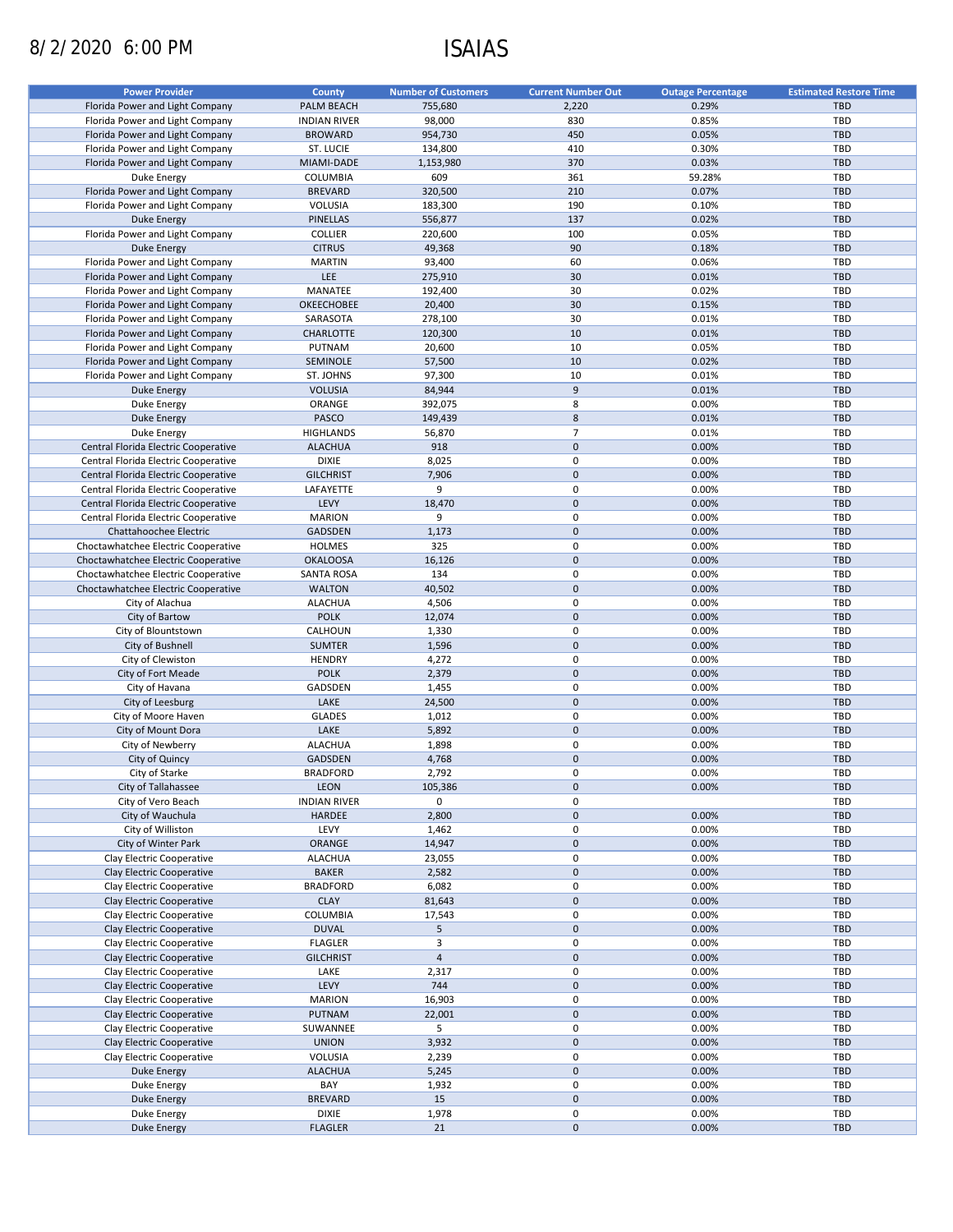8/2/2020 6:00 PM

# ISAIAS

| Power Provider | County | Number of Customers | Current Number Out | Outage Percentage | Estimated Restore Time |
|---|---|---|---|---|---|
| Florida Power and Light Company | PALM BEACH | 755,680 | 2,220 | 0.29% | TBD |
| Florida Power and Light Company | INDIAN RIVER | 98,000 | 830 | 0.85% | TBD |
| Florida Power and Light Company | BROWARD | 954,730 | 450 | 0.05% | TBD |
| Florida Power and Light Company | ST. LUCIE | 134,800 | 410 | 0.30% | TBD |
| Florida Power and Light Company | MIAMI-DADE | 1,153,980 | 370 | 0.03% | TBD |
| Duke Energy | COLUMBIA | 609 | 361 | 59.28% | TBD |
| Florida Power and Light Company | BREVARD | 320,500 | 210 | 0.07% | TBD |
| Florida Power and Light Company | VOLUSIA | 183,300 | 190 | 0.10% | TBD |
| Duke Energy | PINELLAS | 556,877 | 137 | 0.02% | TBD |
| Florida Power and Light Company | COLLIER | 220,600 | 100 | 0.05% | TBD |
| Duke Energy | CITRUS | 49,368 | 90 | 0.18% | TBD |
| Florida Power and Light Company | MARTIN | 93,400 | 60 | 0.06% | TBD |
| Florida Power and Light Company | LEE | 275,910 | 30 | 0.01% | TBD |
| Florida Power and Light Company | MANATEE | 192,400 | 30 | 0.02% | TBD |
| Florida Power and Light Company | OKEECHOBEE | 20,400 | 30 | 0.15% | TBD |
| Florida Power and Light Company | SARASOTA | 278,100 | 30 | 0.01% | TBD |
| Florida Power and Light Company | CHARLOTTE | 120,300 | 10 | 0.01% | TBD |
| Florida Power and Light Company | PUTNAM | 20,600 | 10 | 0.05% | TBD |
| Florida Power and Light Company | SEMINOLE | 57,500 | 10 | 0.02% | TBD |
| Florida Power and Light Company | ST. JOHNS | 97,300 | 10 | 0.01% | TBD |
| Duke Energy | VOLUSIA | 84,944 | 9 | 0.01% | TBD |
| Duke Energy | ORANGE | 392,075 | 8 | 0.00% | TBD |
| Duke Energy | PASCO | 149,439 | 8 | 0.01% | TBD |
| Duke Energy | HIGHLANDS | 56,870 | 7 | 0.01% | TBD |
| Central Florida Electric Cooperative | ALACHUA | 918 | 0 | 0.00% | TBD |
| Central Florida Electric Cooperative | DIXIE | 8,025 | 0 | 0.00% | TBD |
| Central Florida Electric Cooperative | GILCHRIST | 7,906 | 0 | 0.00% | TBD |
| Central Florida Electric Cooperative | LAFAYETTE | 9 | 0 | 0.00% | TBD |
| Central Florida Electric Cooperative | LEVY | 18,470 | 0 | 0.00% | TBD |
| Central Florida Electric Cooperative | MARION | 9 | 0 | 0.00% | TBD |
| Chattahoochee Electric | GADSDEN | 1,173 | 0 | 0.00% | TBD |
| Choctawhatchee Electric Cooperative | HOLMES | 325 | 0 | 0.00% | TBD |
| Choctawhatchee Electric Cooperative | OKALOOSA | 16,126 | 0 | 0.00% | TBD |
| Choctawhatchee Electric Cooperative | SANTA ROSA | 134 | 0 | 0.00% | TBD |
| Choctawhatchee Electric Cooperative | WALTON | 40,502 | 0 | 0.00% | TBD |
| City of Alachua | ALACHUA | 4,506 | 0 | 0.00% | TBD |
| City of Bartow | POLK | 12,074 | 0 | 0.00% | TBD |
| City of Blountstown | CALHOUN | 1,330 | 0 | 0.00% | TBD |
| City of Bushnell | SUMTER | 1,596 | 0 | 0.00% | TBD |
| City of Clewiston | HENDRY | 4,272 | 0 | 0.00% | TBD |
| City of Fort Meade | POLK | 2,379 | 0 | 0.00% | TBD |
| City of Havana | GADSDEN | 1,455 | 0 | 0.00% | TBD |
| City of Leesburg | LAKE | 24,500 | 0 | 0.00% | TBD |
| City of Moore Haven | GLADES | 1,012 | 0 | 0.00% | TBD |
| City of Mount Dora | LAKE | 5,892 | 0 | 0.00% | TBD |
| City of Newberry | ALACHUA | 1,898 | 0 | 0.00% | TBD |
| City of Quincy | GADSDEN | 4,768 | 0 | 0.00% | TBD |
| City of Starke | BRADFORD | 2,792 | 0 | 0.00% | TBD |
| City of Tallahassee | LEON | 105,386 | 0 | 0.00% | TBD |
| City of Vero Beach | INDIAN RIVER | 0 | 0 | | TBD |
| City of Wauchula | HARDEE | 2,800 | 0 | 0.00% | TBD |
| City of Williston | LEVY | 1,462 | 0 | 0.00% | TBD |
| City of Winter Park | ORANGE | 14,947 | 0 | 0.00% | TBD |
| Clay Electric Cooperative | ALACHUA | 23,055 | 0 | 0.00% | TBD |
| Clay Electric Cooperative | BAKER | 2,582 | 0 | 0.00% | TBD |
| Clay Electric Cooperative | BRADFORD | 6,082 | 0 | 0.00% | TBD |
| Clay Electric Cooperative | CLAY | 81,643 | 0 | 0.00% | TBD |
| Clay Electric Cooperative | COLUMBIA | 17,543 | 0 | 0.00% | TBD |
| Clay Electric Cooperative | DUVAL | 5 | 0 | 0.00% | TBD |
| Clay Electric Cooperative | FLAGLER | 3 | 0 | 0.00% | TBD |
| Clay Electric Cooperative | GILCHRIST | 4 | 0 | 0.00% | TBD |
| Clay Electric Cooperative | LAKE | 2,317 | 0 | 0.00% | TBD |
| Clay Electric Cooperative | LEVY | 744 | 0 | 0.00% | TBD |
| Clay Electric Cooperative | MARION | 16,903 | 0 | 0.00% | TBD |
| Clay Electric Cooperative | PUTNAM | 22,001 | 0 | 0.00% | TBD |
| Clay Electric Cooperative | SUWANNEE | 5 | 0 | 0.00% | TBD |
| Clay Electric Cooperative | UNION | 3,932 | 0 | 0.00% | TBD |
| Clay Electric Cooperative | VOLUSIA | 2,239 | 0 | 0.00% | TBD |
| Duke Energy | ALACHUA | 5,245 | 0 | 0.00% | TBD |
| Duke Energy | BAY | 1,932 | 0 | 0.00% | TBD |
| Duke Energy | BREVARD | 15 | 0 | 0.00% | TBD |
| Duke Energy | DIXIE | 1,978 | 0 | 0.00% | TBD |
| Duke Energy | FLAGLER | 21 | 0 | 0.00% | TBD |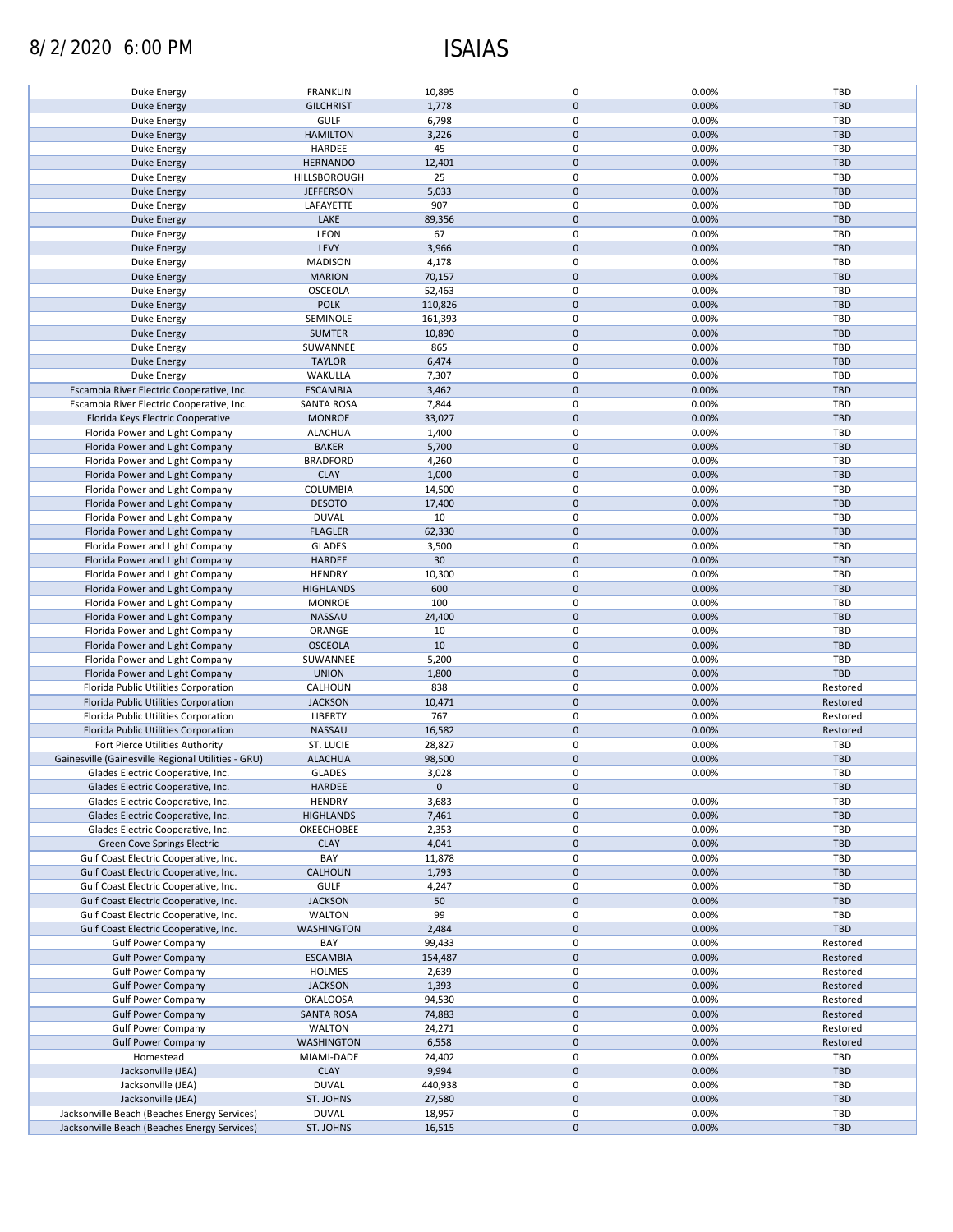8/2/2020 6:00 PM ISAIAS

| | | | | | |
|---|---|---|---|---|---|
| Duke Energy | FRANKLIN | 10,895 | 0 | 0.00% | TBD |
| Duke Energy | GILCHRIST | 1,778 | 0 | 0.00% | TBD |
| Duke Energy | GULF | 6,798 | 0 | 0.00% | TBD |
| Duke Energy | HAMILTON | 3,226 | 0 | 0.00% | TBD |
| Duke Energy | HARDEE | 45 | 0 | 0.00% | TBD |
| Duke Energy | HERNANDO | 12,401 | 0 | 0.00% | TBD |
| Duke Energy | HILLSBOROUGH | 25 | 0 | 0.00% | TBD |
| Duke Energy | JEFFERSON | 5,033 | 0 | 0.00% | TBD |
| Duke Energy | LAFAYETTE | 907 | 0 | 0.00% | TBD |
| Duke Energy | LAKE | 89,356 | 0 | 0.00% | TBD |
| Duke Energy | LEON | 67 | 0 | 0.00% | TBD |
| Duke Energy | LEVY | 3,966 | 0 | 0.00% | TBD |
| Duke Energy | MADISON | 4,178 | 0 | 0.00% | TBD |
| Duke Energy | MARION | 70,157 | 0 | 0.00% | TBD |
| Duke Energy | OSCEOLA | 52,463 | 0 | 0.00% | TBD |
| Duke Energy | POLK | 110,826 | 0 | 0.00% | TBD |
| Duke Energy | SEMINOLE | 161,393 | 0 | 0.00% | TBD |
| Duke Energy | SUMTER | 10,890 | 0 | 0.00% | TBD |
| Duke Energy | SUWANNEE | 865 | 0 | 0.00% | TBD |
| Duke Energy | TAYLOR | 6,474 | 0 | 0.00% | TBD |
| Duke Energy | WAKULLA | 7,307 | 0 | 0.00% | TBD |
| Escambia River Electric Cooperative, Inc. | ESCAMBIA | 3,462 | 0 | 0.00% | TBD |
| Escambia River Electric Cooperative, Inc. | SANTA ROSA | 7,844 | 0 | 0.00% | TBD |
| Florida Keys Electric Cooperative | MONROE | 33,027 | 0 | 0.00% | TBD |
| Florida Power and Light Company | ALACHUA | 1,400 | 0 | 0.00% | TBD |
| Florida Power and Light Company | BAKER | 5,700 | 0 | 0.00% | TBD |
| Florida Power and Light Company | BRADFORD | 4,260 | 0 | 0.00% | TBD |
| Florida Power and Light Company | CLAY | 1,000 | 0 | 0.00% | TBD |
| Florida Power and Light Company | COLUMBIA | 14,500 | 0 | 0.00% | TBD |
| Florida Power and Light Company | DESOTO | 17,400 | 0 | 0.00% | TBD |
| Florida Power and Light Company | DUVAL | 10 | 0 | 0.00% | TBD |
| Florida Power and Light Company | FLAGLER | 62,330 | 0 | 0.00% | TBD |
| Florida Power and Light Company | GLADES | 3,500 | 0 | 0.00% | TBD |
| Florida Power and Light Company | HARDEE | 30 | 0 | 0.00% | TBD |
| Florida Power and Light Company | HENDRY | 10,300 | 0 | 0.00% | TBD |
| Florida Power and Light Company | HIGHLANDS | 600 | 0 | 0.00% | TBD |
| Florida Power and Light Company | MONROE | 100 | 0 | 0.00% | TBD |
| Florida Power and Light Company | NASSAU | 24,400 | 0 | 0.00% | TBD |
| Florida Power and Light Company | ORANGE | 10 | 0 | 0.00% | TBD |
| Florida Power and Light Company | OSCEOLA | 10 | 0 | 0.00% | TBD |
| Florida Power and Light Company | SUWANNEE | 5,200 | 0 | 0.00% | TBD |
| Florida Power and Light Company | UNION | 1,800 | 0 | 0.00% | TBD |
| Florida Public Utilities Corporation | CALHOUN | 838 | 0 | 0.00% | Restored |
| Florida Public Utilities Corporation | JACKSON | 10,471 | 0 | 0.00% | Restored |
| Florida Public Utilities Corporation | LIBERTY | 767 | 0 | 0.00% | Restored |
| Florida Public Utilities Corporation | NASSAU | 16,582 | 0 | 0.00% | Restored |
| Fort Pierce Utilities Authority | ST. LUCIE | 28,827 | 0 | 0.00% | TBD |
| Gainesville (Gainesville Regional Utilities - GRU) | ALACHUA | 98,500 | 0 | 0.00% | TBD |
| Glades Electric Cooperative, Inc. | GLADES | 3,028 | 0 | 0.00% | TBD |
| Glades Electric Cooperative, Inc. | HARDEE | 0 | 0 | | TBD |
| Glades Electric Cooperative, Inc. | HENDRY | 3,683 | 0 | 0.00% | TBD |
| Glades Electric Cooperative, Inc. | HIGHLANDS | 7,461 | 0 | 0.00% | TBD |
| Glades Electric Cooperative, Inc. | OKEECHOBEE | 2,353 | 0 | 0.00% | TBD |
| Green Cove Springs Electric | CLAY | 4,041 | 0 | 0.00% | TBD |
| Gulf Coast Electric Cooperative, Inc. | BAY | 11,878 | 0 | 0.00% | TBD |
| Gulf Coast Electric Cooperative, Inc. | CALHOUN | 1,793 | 0 | 0.00% | TBD |
| Gulf Coast Electric Cooperative, Inc. | GULF | 4,247 | 0 | 0.00% | TBD |
| Gulf Coast Electric Cooperative, Inc. | JACKSON | 50 | 0 | 0.00% | TBD |
| Gulf Coast Electric Cooperative, Inc. | WALTON | 99 | 0 | 0.00% | TBD |
| Gulf Coast Electric Cooperative, Inc. | WASHINGTON | 2,484 | 0 | 0.00% | TBD |
| Gulf Power Company | BAY | 99,433 | 0 | 0.00% | Restored |
| Gulf Power Company | ESCAMBIA | 154,487 | 0 | 0.00% | Restored |
| Gulf Power Company | HOLMES | 2,639 | 0 | 0.00% | Restored |
| Gulf Power Company | JACKSON | 1,393 | 0 | 0.00% | Restored |
| Gulf Power Company | OKALOOSA | 94,530 | 0 | 0.00% | Restored |
| Gulf Power Company | SANTA ROSA | 74,883 | 0 | 0.00% | Restored |
| Gulf Power Company | WALTON | 24,271 | 0 | 0.00% | Restored |
| Gulf Power Company | WASHINGTON | 6,558 | 0 | 0.00% | Restored |
| Homestead | MIAMI-DADE | 24,402 | 0 | 0.00% | TBD |
| Jacksonville (JEA) | CLAY | 9,994 | 0 | 0.00% | TBD |
| Jacksonville (JEA) | DUVAL | 440,938 | 0 | 0.00% | TBD |
| Jacksonville (JEA) | ST. JOHNS | 27,580 | 0 | 0.00% | TBD |
| Jacksonville Beach (Beaches Energy Services) | DUVAL | 18,957 | 0 | 0.00% | TBD |
| Jacksonville Beach (Beaches Energy Services) | ST. JOHNS | 16,515 | 0 | 0.00% | TBD |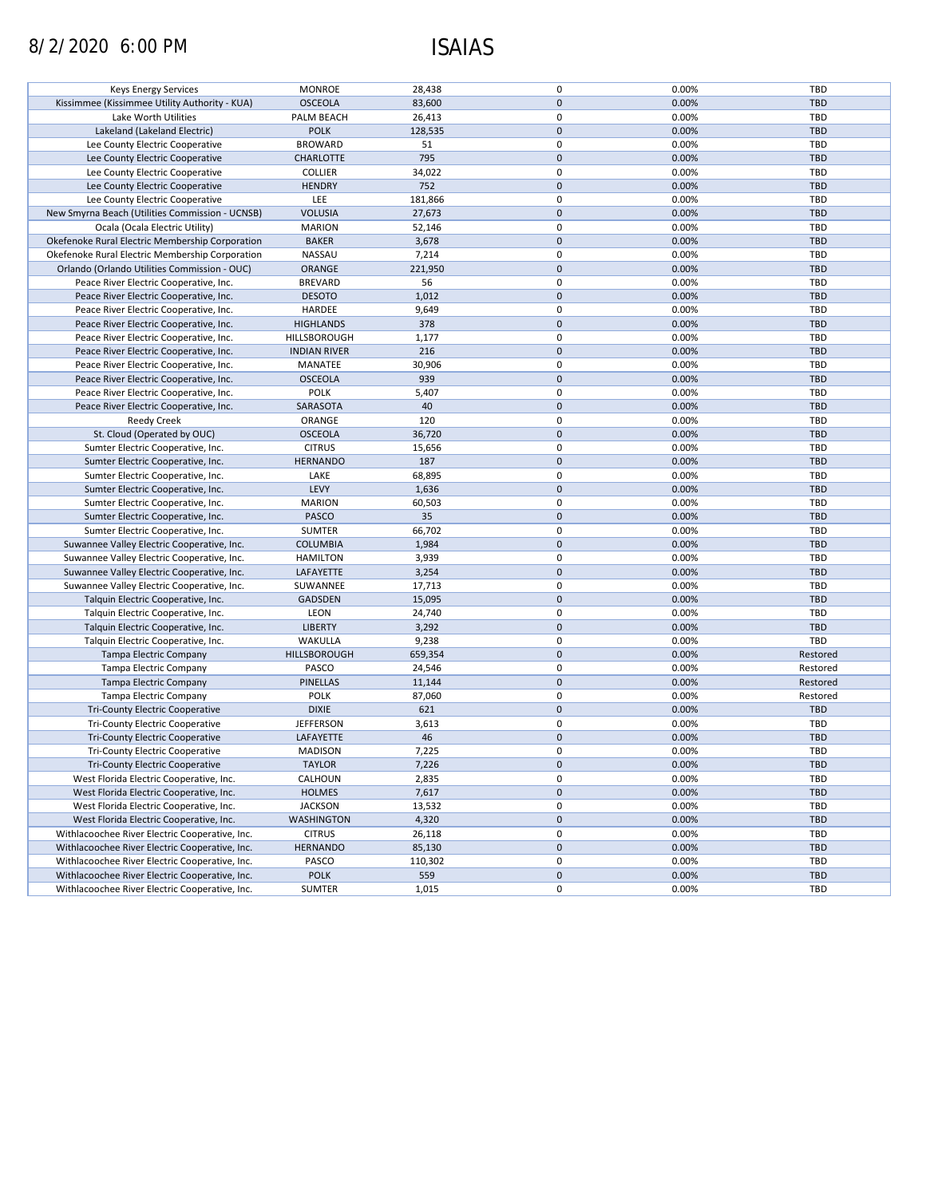# 8/2/2020 6:00 PM ISAIAS

| | | | | | |
|---|---|---|---|---|---|
| Keys Energy Services | MONROE | 28,438 | 0 | 0.00% | TBD |
| Kissimmee (Kissimmee Utility Authority - KUA) | OSCEOLA | 83,600 | 0 | 0.00% | TBD |
| Lake Worth Utilities | PALM BEACH | 26,413 | 0 | 0.00% | TBD |
| Lakeland (Lakeland Electric) | POLK | 128,535 | 0 | 0.00% | TBD |
| Lee County Electric Cooperative | BROWARD | 51 | 0 | 0.00% | TBD |
| Lee County Electric Cooperative | CHARLOTTE | 795 | 0 | 0.00% | TBD |
| Lee County Electric Cooperative | COLLIER | 34,022 | 0 | 0.00% | TBD |
| Lee County Electric Cooperative | HENDRY | 752 | 0 | 0.00% | TBD |
| Lee County Electric Cooperative | LEE | 181,866 | 0 | 0.00% | TBD |
| New Smyrna Beach (Utilities Commission - UCNSB) | VOLUSIA | 27,673 | 0 | 0.00% | TBD |
| Ocala (Ocala Electric Utility) | MARION | 52,146 | 0 | 0.00% | TBD |
| Okefenoke Rural Electric Membership Corporation | BAKER | 3,678 | 0 | 0.00% | TBD |
| Okefenoke Rural Electric Membership Corporation | NASSAU | 7,214 | 0 | 0.00% | TBD |
| Orlando (Orlando Utilities Commission - OUC) | ORANGE | 221,950 | 0 | 0.00% | TBD |
| Peace River Electric Cooperative, Inc. | BREVARD | 56 | 0 | 0.00% | TBD |
| Peace River Electric Cooperative, Inc. | DESOTO | 1,012 | 0 | 0.00% | TBD |
| Peace River Electric Cooperative, Inc. | HARDEE | 9,649 | 0 | 0.00% | TBD |
| Peace River Electric Cooperative, Inc. | HIGHLANDS | 378 | 0 | 0.00% | TBD |
| Peace River Electric Cooperative, Inc. | HILLSBOROUGH | 1,177 | 0 | 0.00% | TBD |
| Peace River Electric Cooperative, Inc. | INDIAN RIVER | 216 | 0 | 0.00% | TBD |
| Peace River Electric Cooperative, Inc. | MANATEE | 30,906 | 0 | 0.00% | TBD |
| Peace River Electric Cooperative, Inc. | OSCEOLA | 939 | 0 | 0.00% | TBD |
| Peace River Electric Cooperative, Inc. | POLK | 5,407 | 0 | 0.00% | TBD |
| Peace River Electric Cooperative, Inc. | SARASOTA | 40 | 0 | 0.00% | TBD |
| Reedy Creek | ORANGE | 120 | 0 | 0.00% | TBD |
| St. Cloud (Operated by OUC) | OSCEOLA | 36,720 | 0 | 0.00% | TBD |
| Sumter Electric Cooperative, Inc. | CITRUS | 15,656 | 0 | 0.00% | TBD |
| Sumter Electric Cooperative, Inc. | HERNANDO | 187 | 0 | 0.00% | TBD |
| Sumter Electric Cooperative, Inc. | LAKE | 68,895 | 0 | 0.00% | TBD |
| Sumter Electric Cooperative, Inc. | LEVY | 1,636 | 0 | 0.00% | TBD |
| Sumter Electric Cooperative, Inc. | MARION | 60,503 | 0 | 0.00% | TBD |
| Sumter Electric Cooperative, Inc. | PASCO | 35 | 0 | 0.00% | TBD |
| Sumter Electric Cooperative, Inc. | SUMTER | 66,702 | 0 | 0.00% | TBD |
| Suwannee Valley Electric Cooperative, Inc. | COLUMBIA | 1,984 | 0 | 0.00% | TBD |
| Suwannee Valley Electric Cooperative, Inc. | HAMILTON | 3,939 | 0 | 0.00% | TBD |
| Suwannee Valley Electric Cooperative, Inc. | LAFAYETTE | 3,254 | 0 | 0.00% | TBD |
| Suwannee Valley Electric Cooperative, Inc. | SUWANNEE | 17,713 | 0 | 0.00% | TBD |
| Talquin Electric Cooperative, Inc. | GADSDEN | 15,095 | 0 | 0.00% | TBD |
| Talquin Electric Cooperative, Inc. | LEON | 24,740 | 0 | 0.00% | TBD |
| Talquin Electric Cooperative, Inc. | LIBERTY | 3,292 | 0 | 0.00% | TBD |
| Talquin Electric Cooperative, Inc. | WAKULLA | 9,238 | 0 | 0.00% | TBD |
| Tampa Electric Company | HILLSBOROUGH | 659,354 | 0 | 0.00% | Restored |
| Tampa Electric Company | PASCO | 24,546 | 0 | 0.00% | Restored |
| Tampa Electric Company | PINELLAS | 11,144 | 0 | 0.00% | Restored |
| Tampa Electric Company | POLK | 87,060 | 0 | 0.00% | Restored |
| Tri-County Electric Cooperative | DIXIE | 621 | 0 | 0.00% | TBD |
| Tri-County Electric Cooperative | JEFFERSON | 3,613 | 0 | 0.00% | TBD |
| Tri-County Electric Cooperative | LAFAYETTE | 46 | 0 | 0.00% | TBD |
| Tri-County Electric Cooperative | MADISON | 7,225 | 0 | 0.00% | TBD |
| Tri-County Electric Cooperative | TAYLOR | 7,226 | 0 | 0.00% | TBD |
| West Florida Electric Cooperative, Inc. | CALHOUN | 2,835 | 0 | 0.00% | TBD |
| West Florida Electric Cooperative, Inc. | HOLMES | 7,617 | 0 | 0.00% | TBD |
| West Florida Electric Cooperative, Inc. | JACKSON | 13,532 | 0 | 0.00% | TBD |
| West Florida Electric Cooperative, Inc. | WASHINGTON | 4,320 | 0 | 0.00% | TBD |
| Withlacoochee River Electric Cooperative, Inc. | CITRUS | 26,118 | 0 | 0.00% | TBD |
| Withlacoochee River Electric Cooperative, Inc. | HERNANDO | 85,130 | 0 | 0.00% | TBD |
| Withlacoochee River Electric Cooperative, Inc. | PASCO | 110,302 | 0 | 0.00% | TBD |
| Withlacoochee River Electric Cooperative, Inc. | POLK | 559 | 0 | 0.00% | TBD |
| Withlacoochee River Electric Cooperative, Inc. | SUMTER | 1,015 | 0 | 0.00% | TBD |